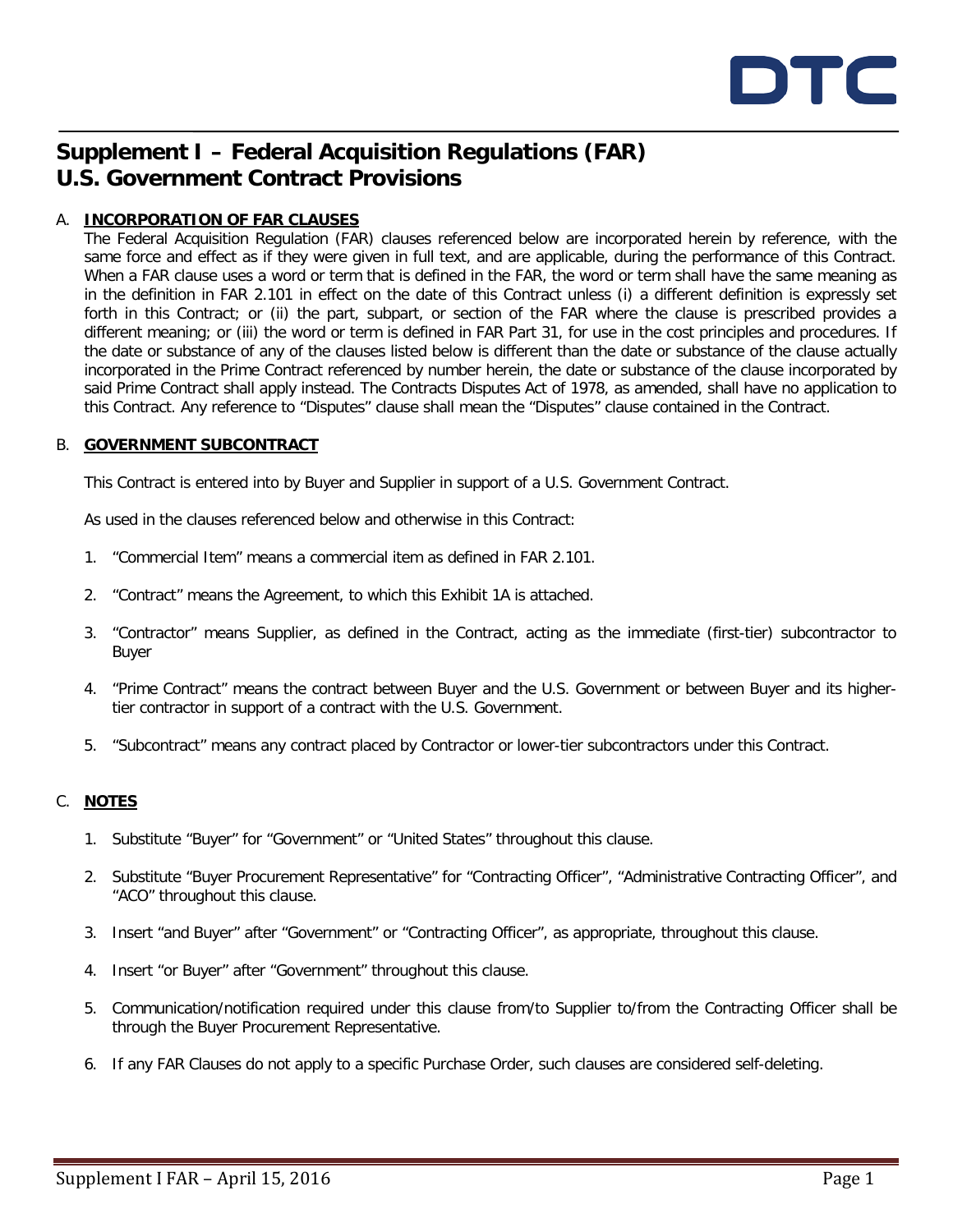DTC

# Supplement I – Federal Acquisition Regulations (FAR) U.S. Government Contract Provisions

## A. **INCORPORATION OF FAR CLAUSES**

The Federal Acquisition Regulation (FAR) clauses referenced below are incorporated herein by reference, with the same force and effect as if they were given in full text, and are applicable, during the performance of this Contract. When a FAR clause uses a word or term that is defined in the FAR, the word or term shall have the same meaning as in the definition in FAR 2.101 in effect on the date of this Contract unless (i) a different definition is expressly set forth in this Contract; or (ii) the part, subpart, or section of the FAR where the clause is prescribed provides a different meaning; or (iii) the word or term is defined in FAR Part 31, for use in the cost principles and procedures. If the date or substance of any of the clauses listed below is different than the date or substance of the clause actually incorporated in the Prime Contract referenced by number herein, the date or substance of the clause incorporated by said Prime Contract shall apply instead. The Contracts Disputes Act of 1978, as amended, shall have no application to this Contract. Any reference to "Disputes" clause shall mean the "Disputes" clause contained in the Contract.

## B. **GOVERNMENT SUBCONTRACT**

This Contract is entered into by Buyer and Supplier in support of a U.S. Government Contract.

As used in the clauses referenced below and otherwise in this Contract:

1. "Commercial Item" means a commercial item as defined in FAR 2.101.
2. "Contract" means the Agreement, to which this Exhibit 1A is attached.
3. "Contractor" means Supplier, as defined in the Contract, acting as the immediate (first-tier) subcontractor to Buyer
4. "Prime Contract" means the contract between Buyer and the U.S. Government or between Buyer and its higher-tier contractor in support of a contract with the U.S. Government.
5. "Subcontract" means any contract placed by Contractor or lower-tier subcontractors under this Contract.

## C. **NOTES**

1. Substitute "Buyer" for "Government" or "United States" throughout this clause.
2. Substitute "Buyer Procurement Representative" for "Contracting Officer", "Administrative Contracting Officer", and "ACO" throughout this clause.
3. Insert "and Buyer" after "Government" or "Contracting Officer", as appropriate, throughout this clause.
4. Insert "or Buyer" after "Government" throughout this clause.
5. Communication/notification required under this clause from/to Supplier to/from the Contracting Officer shall be through the Buyer Procurement Representative.
6. If any FAR Clauses do not apply to a specific Purchase Order, such clauses are considered self-deleting.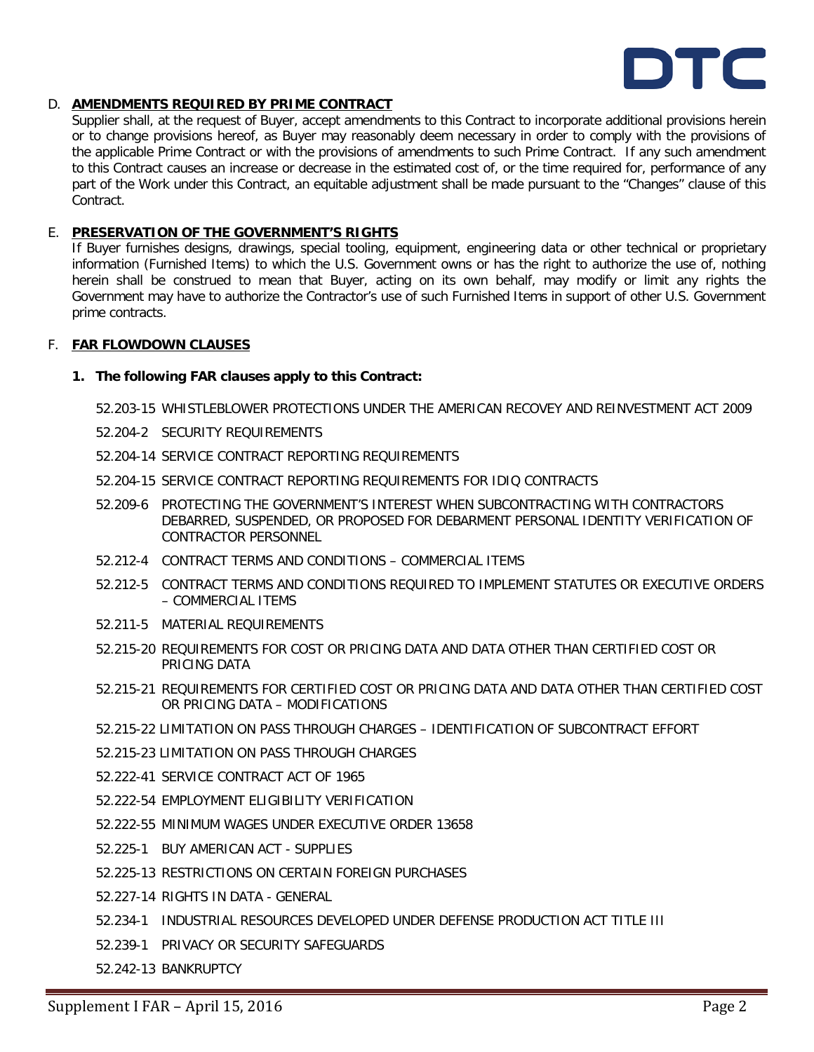D. **AMENDMENTS REQUIRED BY PRIME CONTRACT**

Supplier shall, at the request of Buyer, accept amendments to this Contract to incorporate additional provisions herein or to change provisions hereof, as Buyer may reasonably deem necessary in order to comply with the provisions of the applicable Prime Contract or with the provisions of amendments to such Prime Contract. If any such amendment to this Contract causes an increase or decrease in the estimated cost of, or the time required for, performance of any part of the Work under this Contract, an equitable adjustment shall be made pursuant to the "Changes" clause of this Contract.

E. **PRESERVATION OF THE GOVERNMENT'S RIGHTS**

If Buyer furnishes designs, drawings, special tooling, equipment, engineering data or other technical or proprietary information (Furnished Items) to which the U.S. Government owns or has the right to authorize the use of, nothing herein shall be construed to mean that Buyer, acting on its own behalf, may modify or limit any rights the Government may have to authorize the Contractor's use of such Furnished Items in support of other U.S. Government prime contracts.

F. **FAR FLOWDOWN CLAUSES**

**1. The following FAR clauses apply to this Contract:**

52.203-15 WHISTLEBLOWER PROTECTIONS UNDER THE AMERICAN RECOVEY AND REINVESTMENT ACT 2009

52.204-2 SECURITY REQUIREMENTS

52.204-14 SERVICE CONTRACT REPORTING REQUIREMENTS

52.204-15 SERVICE CONTRACT REPORTING REQUIREMENTS FOR IDIQ CONTRACTS

52.209-6 PROTECTING THE GOVERNMENT'S INTEREST WHEN SUBCONTRACTING WITH CONTRACTORS DEBARRED, SUSPENDED, OR PROPOSED FOR DEBARMENT PERSONAL IDENTITY VERIFICATION OF CONTRACTOR PERSONNEL

52.212-4 CONTRACT TERMS AND CONDITIONS – COMMERCIAL ITEMS

52.212-5 CONTRACT TERMS AND CONDITIONS REQUIRED TO IMPLEMENT STATUTES OR EXECUTIVE ORDERS – COMMERCIAL ITEMS

52.211-5 MATERIAL REQUIREMENTS

52.215-20 REQUIREMENTS FOR COST OR PRICING DATA AND DATA OTHER THAN CERTIFIED COST OR PRICING DATA

52.215-21 REQUIREMENTS FOR CERTIFIED COST OR PRICING DATA AND DATA OTHER THAN CERTIFIED COST OR PRICING DATA – MODIFICATIONS

52.215-22 LIMITATION ON PASS THROUGH CHARGES – IDENTIFICATION OF SUBCONTRACT EFFORT

52.215-23 LIMITATION ON PASS THROUGH CHARGES

52.222-41 SERVICE CONTRACT ACT OF 1965

52.222-54 EMPLOYMENT ELIGIBILITY VERIFICATION

52.222-55 MINIMUM WAGES UNDER EXECUTIVE ORDER 13658

52.225-1 BUY AMERICAN ACT - SUPPLIES

52.225-13 RESTRICTIONS ON CERTAIN FOREIGN PURCHASES

52.227-14 RIGHTS IN DATA - GENERAL

52.234-1 INDUSTRIAL RESOURCES DEVELOPED UNDER DEFENSE PRODUCTION ACT TITLE III

52.239-1 PRIVACY OR SECURITY SAFEGUARDS

52.242-13 BANKRUPTCY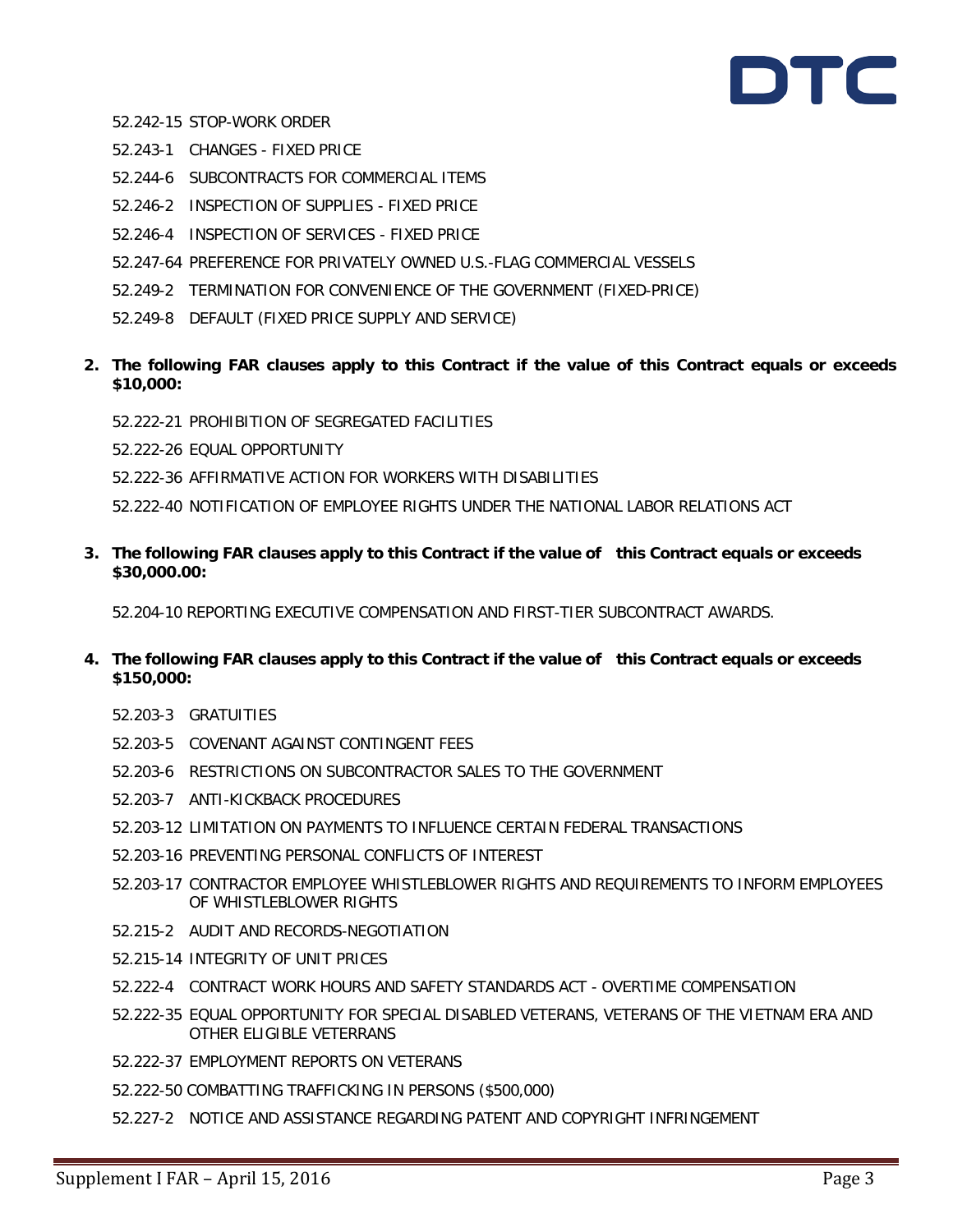52.242-15 STOP-WORK ORDER

52.243-1 CHANGES - FIXED PRICE

52.244-6 SUBCONTRACTS FOR COMMERCIAL ITEMS

52.246-2 INSPECTION OF SUPPLIES - FIXED PRICE

52.246-4 INSPECTION OF SERVICES - FIXED PRICE

52.247-64 PREFERENCE FOR PRIVATELY OWNED U.S.-FLAG COMMERCIAL VESSELS

52.249-2 TERMINATION FOR CONVENIENCE OF THE GOVERNMENT (FIXED-PRICE)

52.249-8 DEFAULT (FIXED PRICE SUPPLY AND SERVICE)

**2. The following FAR clauses apply to this Contract if the value of this Contract equals or exceeds $10,000:**

52.222-21 PROHIBITION OF SEGREGATED FACILITIES

52.222-26 EQUAL OPPORTUNITY

52.222-36 AFFIRMATIVE ACTION FOR WORKERS WITH DISABILITIES

52.222-40 NOTIFICATION OF EMPLOYEE RIGHTS UNDER THE NATIONAL LABOR RELATIONS ACT

**3. The following FAR clauses apply to this Contract if the value of this Contract equals or exceeds $30,000.00:**

52.204-10 REPORTING EXECUTIVE COMPENSATION AND FIRST-TIER SUBCONTRACT AWARDS.

**4. The following FAR clauses apply to this Contract if the value of this Contract equals or exceeds $150,000:**

52.203-3 GRATUITIES

52.203-5 COVENANT AGAINST CONTINGENT FEES

52.203-6 RESTRICTIONS ON SUBCONTRACTOR SALES TO THE GOVERNMENT

52.203-7 ANTI-KICKBACK PROCEDURES

52.203-12 LIMITATION ON PAYMENTS TO INFLUENCE CERTAIN FEDERAL TRANSACTIONS

52.203-16 PREVENTING PERSONAL CONFLICTS OF INTEREST

52.203-17 CONTRACTOR EMPLOYEE WHISTLEBLOWER RIGHTS AND REQUIREMENTS TO INFORM EMPLOYEES OF WHISTLEBLOWER RIGHTS

52.215-2 AUDIT AND RECORDS-NEGOTIATION

52.215-14 INTEGRITY OF UNIT PRICES

52.222-4 CONTRACT WORK HOURS AND SAFETY STANDARDS ACT - OVERTIME COMPENSATION

52.222-35 EQUAL OPPORTUNITY FOR SPECIAL DISABLED VETERANS, VETERANS OF THE VIETNAM ERA AND OTHER ELIGIBLE VETERRANS

52.222-37 EMPLOYMENT REPORTS ON VETERANS

52.222-50 COMBATTING TRAFFICKING IN PERSONS ($500,000)

52.227-2 NOTICE AND ASSISTANCE REGARDING PATENT AND COPYRIGHT INFRINGEMENT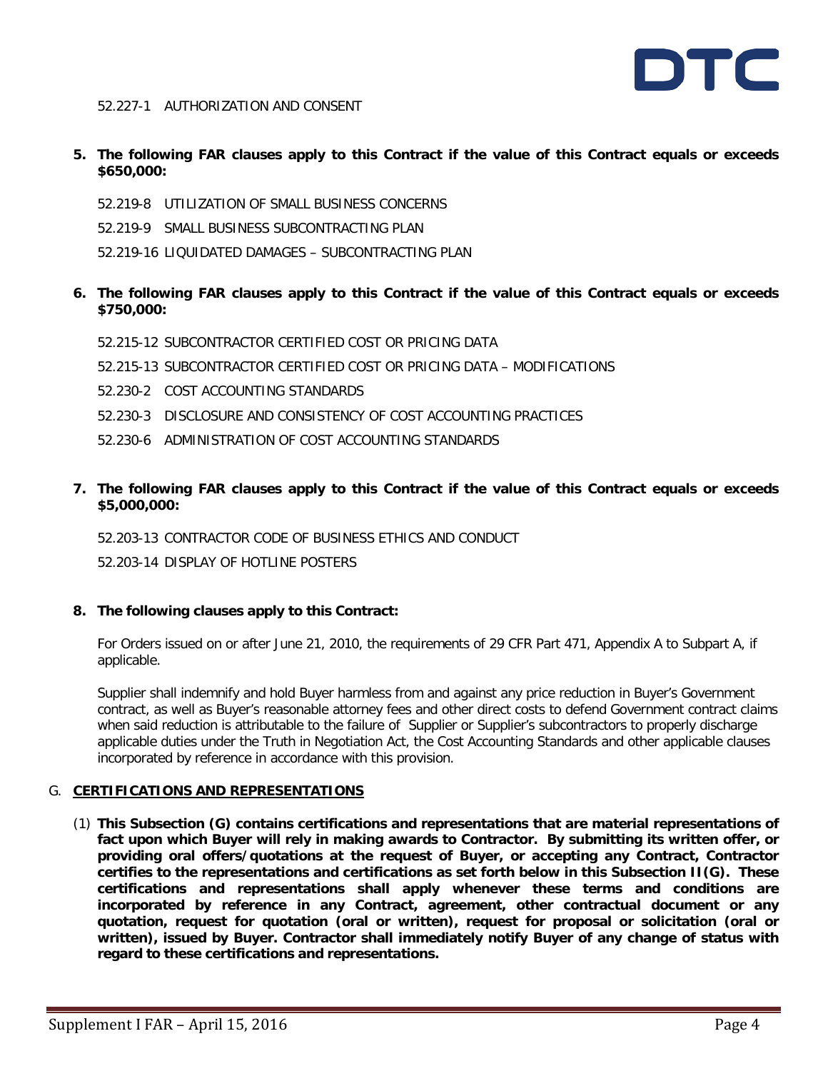52.227-1 AUTHORIZATION AND CONSENT

**5. The following FAR clauses apply to this Contract if the value of this Contract equals or exceeds $650,000:**

52.219-8 UTILIZATION OF SMALL BUSINESS CONCERNS

52.219-9 SMALL BUSINESS SUBCONTRACTING PLAN

52.219-16 LIQUIDATED DAMAGES – SUBCONTRACTING PLAN

**6. The following FAR clauses apply to this Contract if the value of this Contract equals or exceeds $750,000:**

52.215-12 SUBCONTRACTOR CERTIFIED COST OR PRICING DATA

52.215-13 SUBCONTRACTOR CERTIFIED COST OR PRICING DATA – MODIFICATIONS

52.230-2 COST ACCOUNTING STANDARDS

52.230-3 DISCLOSURE AND CONSISTENCY OF COST ACCOUNTING PRACTICES

52.230-6 ADMINISTRATION OF COST ACCOUNTING STANDARDS

**7. The following FAR clauses apply to this Contract if the value of this Contract equals or exceeds $5,000,000:**

52.203-13 CONTRACTOR CODE OF BUSINESS ETHICS AND CONDUCT

52.203-14 DISPLAY OF HOTLINE POSTERS

**8. The following clauses apply to this Contract:**

For Orders issued on or after June 21, 2010, the requirements of 29 CFR Part 471, Appendix A to Subpart A, if applicable.

Supplier shall indemnify and hold Buyer harmless from and against any price reduction in Buyer's Government contract, as well as Buyer's reasonable attorney fees and other direct costs to defend Government contract claims when said reduction is attributable to the failure of Supplier or Supplier's subcontractors to properly discharge applicable duties under the Truth in Negotiation Act, the Cost Accounting Standards and other applicable clauses incorporated by reference in accordance with this provision.

## G. CERTIFICATIONS AND REPRESENTATIONS

(1) **This Subsection (G) contains certifications and representations that are material representations of fact upon which Buyer will rely in making awards to Contractor. By submitting its written offer, or providing oral offers/quotations at the request of Buyer, or accepting any Contract, Contractor certifies to the representations and certifications as set forth below in this Subsection II(G). These certifications and representations shall apply whenever these terms and conditions are incorporated by reference in any Contract, agreement, other contractual document or any quotation, request for quotation (oral or written), request for proposal or solicitation (oral or written), issued by Buyer. Contractor shall immediately notify Buyer of any change of status with regard to these certifications and representations.**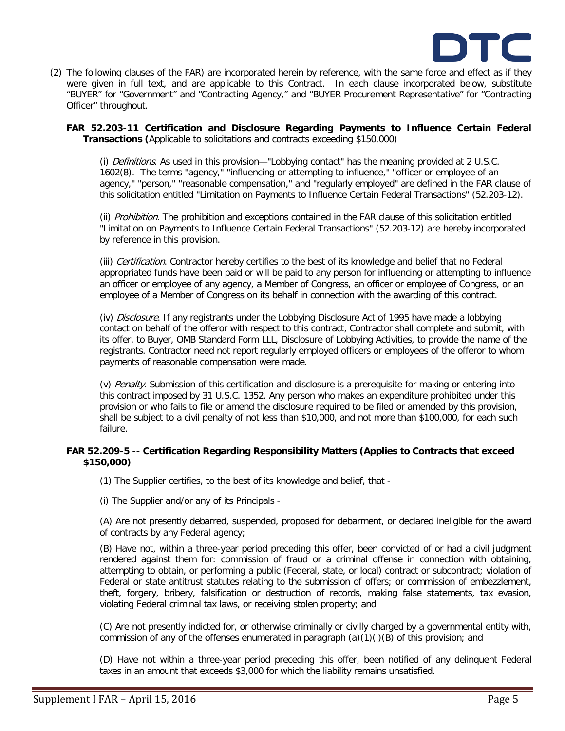(2) The following clauses of the FAR) are incorporated herein by reference, with the same force and effect as if they were given in full text, and are applicable to this Contract. In each clause incorporated below, substitute "BUYER" for "Government" and "Contracting Agency," and "BUYER Procurement Representative" for "Contracting Officer" throughout.

**FAR 52.203-11 Certification and Disclosure Regarding Payments to Influence Certain Federal Transactions (**Applicable to solicitations and contracts exceeding $150,000)

(i) *Definitions*. As used in this provision—"Lobbying contact" has the meaning provided at 2 U.S.C. 1602(8). The terms "agency," "influencing or attempting to influence," "officer or employee of an agency," "person," "reasonable compensation," and "regularly employed" are defined in the FAR clause of this solicitation entitled "Limitation on Payments to Influence Certain Federal Transactions" (52.203-12).

(ii) *Prohibition*. The prohibition and exceptions contained in the FAR clause of this solicitation entitled "Limitation on Payments to Influence Certain Federal Transactions" (52.203-12) are hereby incorporated by reference in this provision.

(iii) *Certification*. Contractor hereby certifies to the best of its knowledge and belief that no Federal appropriated funds have been paid or will be paid to any person for influencing or attempting to influence an officer or employee of any agency, a Member of Congress, an officer or employee of Congress, or an employee of a Member of Congress on its behalf in connection with the awarding of this contract.

(iv) *Disclosure*. If any registrants under the Lobbying Disclosure Act of 1995 have made a lobbying contact on behalf of the offeror with respect to this contract, Contractor shall complete and submit, with its offer, to Buyer, OMB Standard Form LLL, Disclosure of Lobbying Activities, to provide the name of the registrants. Contractor need not report regularly employed officers or employees of the offeror to whom payments of reasonable compensation were made.

(v) *Penalty*. Submission of this certification and disclosure is a prerequisite for making or entering into this contract imposed by 31 U.S.C. 1352. Any person who makes an expenditure prohibited under this provision or who fails to file or amend the disclosure required to be filed or amended by this provision, shall be subject to a civil penalty of not less than $10,000, and not more than $100,000, for each such failure.

**FAR 52.209-5 -- Certification Regarding Responsibility Matters (Applies to Contracts that exceed $150,000)**

(1) The Supplier certifies, to the best of its knowledge and belief, that -

(i) The Supplier and/or any of its Principals -

(A) Are not presently debarred, suspended, proposed for debarment, or declared ineligible for the award of contracts by any Federal agency;

(B) Have not, within a three-year period preceding this offer, been convicted of or had a civil judgment rendered against them for: commission of fraud or a criminal offense in connection with obtaining, attempting to obtain, or performing a public (Federal, state, or local) contract or subcontract; violation of Federal or state antitrust statutes relating to the submission of offers; or commission of embezzlement, theft, forgery, bribery, falsification or destruction of records, making false statements, tax evasion, violating Federal criminal tax laws, or receiving stolen property; and

(C) Are not presently indicted for, or otherwise criminally or civilly charged by a governmental entity with, commission of any of the offenses enumerated in paragraph (a)(1)(i)(B) of this provision; and

(D) Have not within a three-year period preceding this offer, been notified of any delinquent Federal taxes in an amount that exceeds $3,000 for which the liability remains unsatisfied.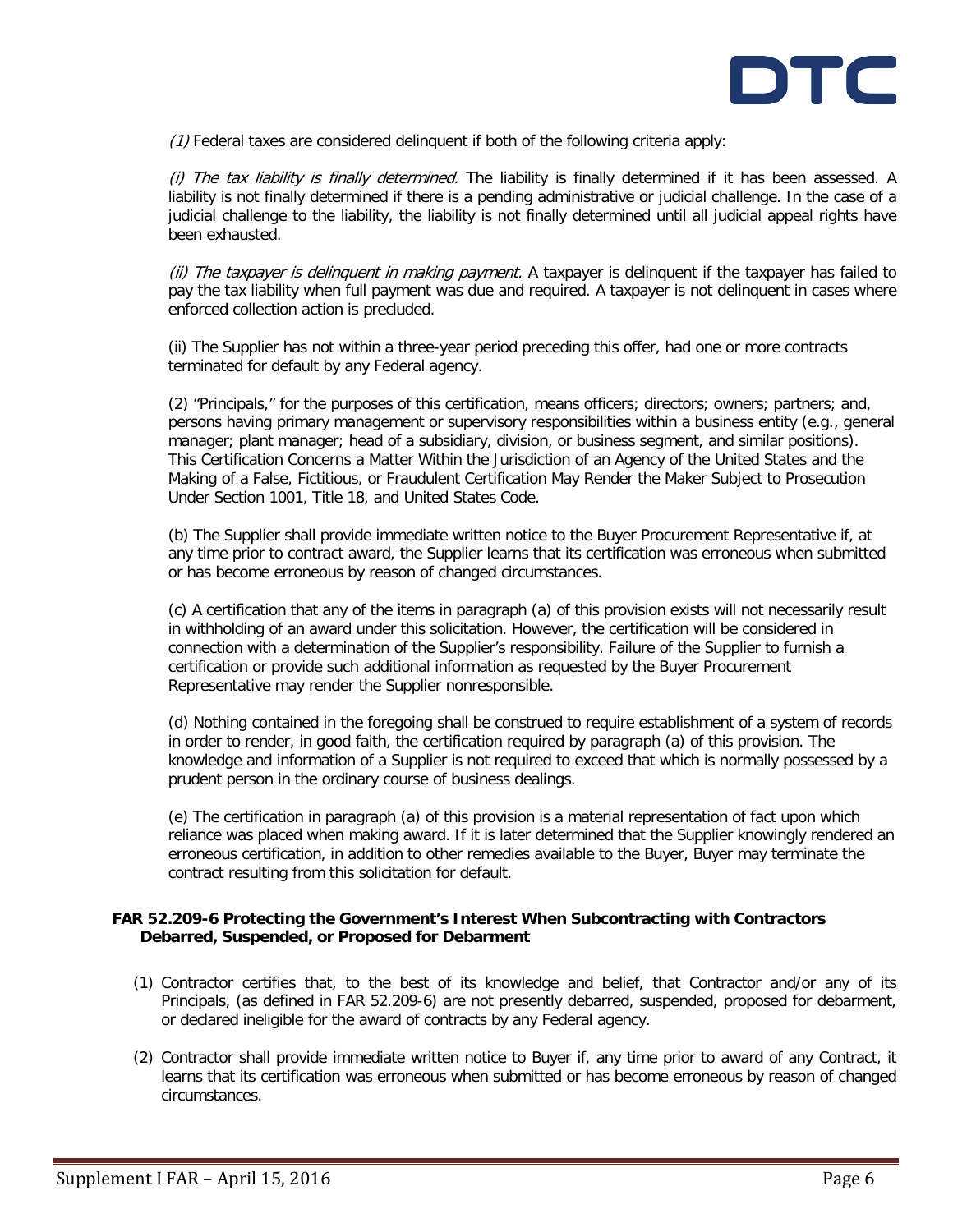*(1)* Federal taxes are considered delinquent if both of the following criteria apply:

*(i) The tax liability is finally determined.* The liability is finally determined if it has been assessed. A liability is not finally determined if there is a pending administrative or judicial challenge. In the case of a judicial challenge to the liability, the liability is not finally determined until all judicial appeal rights have been exhausted.

*(ii) The taxpayer is delinquent in making payment.* A taxpayer is delinquent if the taxpayer has failed to pay the tax liability when full payment was due and required. A taxpayer is not delinquent in cases where enforced collection action is precluded.

(ii) The Supplier has not within a three-year period preceding this offer, had one or more contracts terminated for default by any Federal agency.

(2) "Principals," for the purposes of this certification, means officers; directors; owners; partners; and, persons having primary management or supervisory responsibilities within a business entity (e.g., general manager; plant manager; head of a subsidiary, division, or business segment, and similar positions). This Certification Concerns a Matter Within the Jurisdiction of an Agency of the United States and the Making of a False, Fictitious, or Fraudulent Certification May Render the Maker Subject to Prosecution Under Section 1001, Title 18, and United States Code.

(b) The Supplier shall provide immediate written notice to the Buyer Procurement Representative if, at any time prior to contract award, the Supplier learns that its certification was erroneous when submitted or has become erroneous by reason of changed circumstances.

(c) A certification that any of the items in paragraph (a) of this provision exists will not necessarily result in withholding of an award under this solicitation. However, the certification will be considered in connection with a determination of the Supplier's responsibility. Failure of the Supplier to furnish a certification or provide such additional information as requested by the Buyer Procurement Representative may render the Supplier nonresponsible.

(d) Nothing contained in the foregoing shall be construed to require establishment of a system of records in order to render, in good faith, the certification required by paragraph (a) of this provision. The knowledge and information of a Supplier is not required to exceed that which is normally possessed by a prudent person in the ordinary course of business dealings.

(e) The certification in paragraph (a) of this provision is a material representation of fact upon which reliance was placed when making award. If it is later determined that the Supplier knowingly rendered an erroneous certification, in addition to other remedies available to the Buyer, Buyer may terminate the contract resulting from this solicitation for default.

**FAR 52.209-6 Protecting the Government's Interest When Subcontracting with Contractors Debarred, Suspended, or Proposed for Debarment**

(1) Contractor certifies that, to the best of its knowledge and belief, that Contractor and/or any of its Principals, (as defined in FAR 52.209-6) are not presently debarred, suspended, proposed for debarment, or declared ineligible for the award of contracts by any Federal agency.

(2) Contractor shall provide immediate written notice to Buyer if, any time prior to award of any Contract, it learns that its certification was erroneous when submitted or has become erroneous by reason of changed circumstances.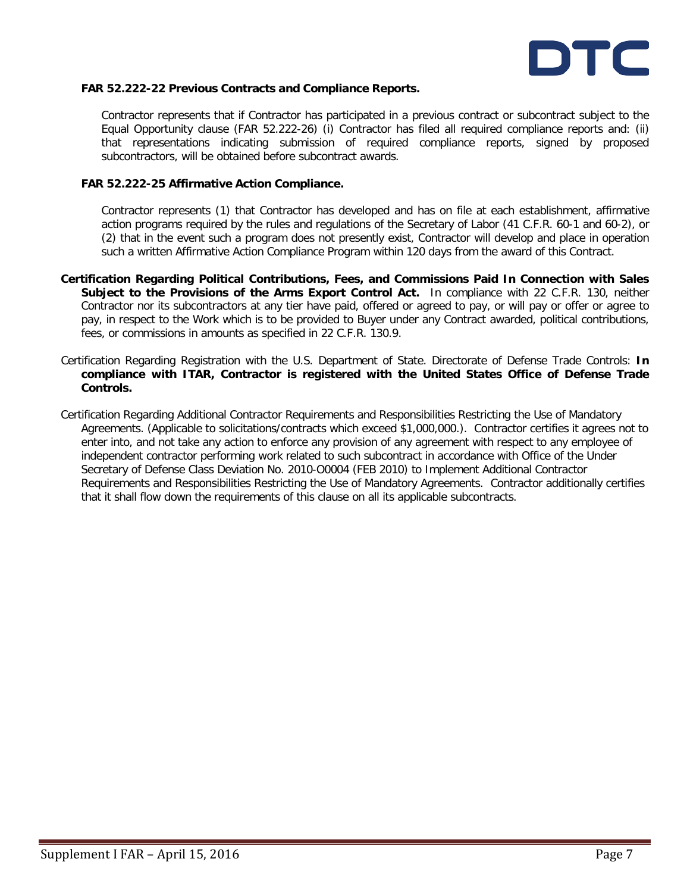**FAR 52.222-22 Previous Contracts and Compliance Reports.**

Contractor represents that if Contractor has participated in a previous contract or subcontract subject to the Equal Opportunity clause (FAR 52.222-26) (i) Contractor has filed all required compliance reports and: (ii) that representations indicating submission of required compliance reports, signed by proposed subcontractors, will be obtained before subcontract awards.

**FAR 52.222-25 Affirmative Action Compliance.**

Contractor represents (1) that Contractor has developed and has on file at each establishment, affirmative action programs required by the rules and regulations of the Secretary of Labor (41 C.F.R. 60-1 and 60-2), or (2) that in the event such a program does not presently exist, Contractor will develop and place in operation such a written Affirmative Action Compliance Program within 120 days from the award of this Contract.

**Certification Regarding Political Contributions, Fees, and Commissions Paid In Connection with Sales Subject to the Provisions of the Arms Export Control Act.** In compliance with 22 C.F.R. 130, neither Contractor nor its subcontractors at any tier have paid, offered or agreed to pay, or will pay or offer or agree to pay, in respect to the Work which is to be provided to Buyer under any Contract awarded, political contributions, fees, or commissions in amounts as specified in 22 C.F.R. 130.9.

Certification Regarding Registration with the U.S. Department of State. Directorate of Defense Trade Controls: **In compliance with ITAR, Contractor is registered with the United States Office of Defense Trade Controls.**

Certification Regarding Additional Contractor Requirements and Responsibilities Restricting the Use of Mandatory Agreements. (Applicable to solicitations/contracts which exceed $1,000,000.). Contractor certifies it agrees not to enter into, and not take any action to enforce any provision of any agreement with respect to any employee of independent contractor performing work related to such subcontract in accordance with Office of the Under Secretary of Defense Class Deviation No. 2010-O0004 (FEB 2010) to Implement Additional Contractor Requirements and Responsibilities Restricting the Use of Mandatory Agreements. Contractor additionally certifies that it shall flow down the requirements of this clause on all its applicable subcontracts.